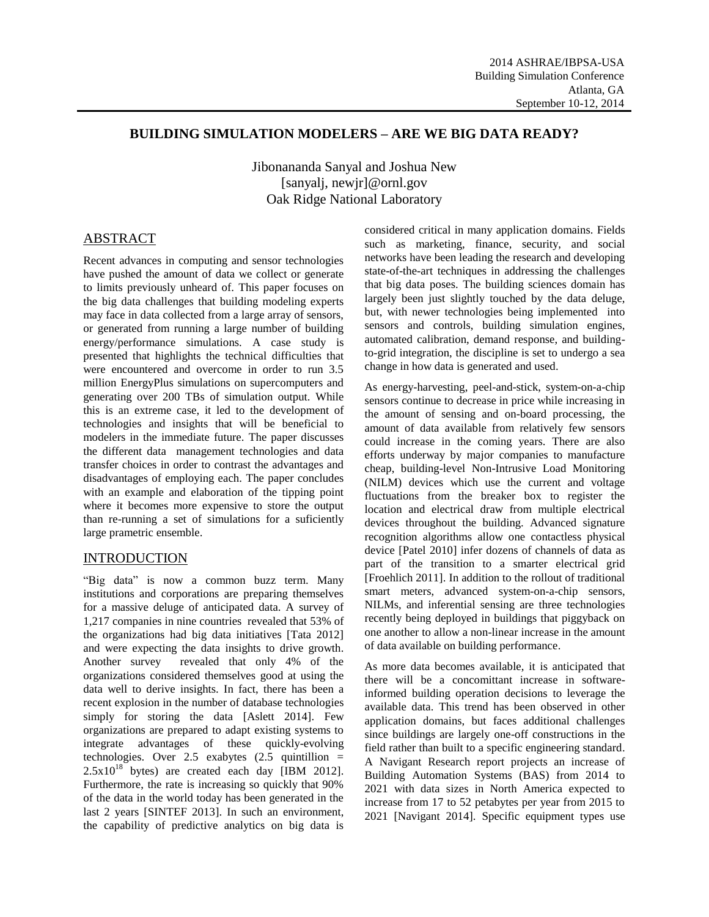2014 ASHRAE/IBPSA-USA
Building Simulation Conference
Atlanta, GA
September 10-12, 2014

# BUILDING SIMULATION MODELERS – ARE WE BIG DATA READY?

Jibonananda Sanyal and Joshua New
[sanyalj, newjr]@ornl.gov
Oak Ridge National Laboratory

## ABSTRACT

Recent advances in computing and sensor technologies have pushed the amount of data we collect or generate to limits previously unheard of. This paper focuses on the big data challenges that building modeling experts may face in data collected from a large array of sensors, or generated from running a large number of building energy/performance simulations. A case study is presented that highlights the technical difficulties that were encountered and overcome in order to run 3.5 million EnergyPlus simulations on supercomputers and generating over 200 TBs of simulation output. While this is an extreme case, it led to the development of technologies and insights that will be beneficial to modelers in the immediate future. The paper discusses the different data management technologies and data transfer choices in order to contrast the advantages and disadvantages of employing each. The paper concludes with an example and elaboration of the tipping point where it becomes more expensive to store the output than re-running a set of simulations for a suficiently large prametric ensemble.

## INTRODUCTION

"Big data" is now a common buzz term. Many institutions and corporations are preparing themselves for a massive deluge of anticipated data. A survey of 1,217 companies in nine countries revealed that 53% of the organizations had big data initiatives [Tata 2012] and were expecting the data insights to drive growth. Another survey revealed that only 4% of the organizations considered themselves good at using the data well to derive insights. In fact, there has been a recent explosion in the number of database technologies simply for storing the data [Aslett 2014]. Few organizations are prepared to adapt existing systems to integrate advantages of these quickly-evolving technologies. Over 2.5 exabytes (2.5 quintillion = $2.5 \times 10^{18}$ bytes) are created each day [IBM 2012]. Furthermore, the rate is increasing so quickly that 90% of the data in the world today has been generated in the last 2 years [SINTEF 2013]. In such an environment, the capability of predictive analytics on big data is considered critical in many application domains. Fields such as marketing, finance, security, and social networks have been leading the research and developing state-of-the-art techniques in addressing the challenges that big data poses. The building sciences domain has largely been just slightly touched by the data deluge, but, with newer technologies being implemented into sensors and controls, building simulation engines, automated calibration, demand response, and building-to-grid integration, the discipline is set to undergo a sea change in how data is generated and used.

As energy-harvesting, peel-and-stick, system-on-a-chip sensors continue to decrease in price while increasing in the amount of sensing and on-board processing, the amount of data available from relatively few sensors could increase in the coming years. There are also efforts underway by major companies to manufacture cheap, building-level Non-Intrusive Load Monitoring (NILM) devices which use the current and voltage fluctuations from the breaker box to register the location and electrical draw from multiple electrical devices throughout the building. Advanced signature recognition algorithms allow one contactless physical device [Patel 2010] infer dozens of channels of data as part of the transition to a smarter electrical grid [Froehlich 2011]. In addition to the rollout of traditional smart meters, advanced system-on-a-chip sensors, NILMs, and inferential sensing are three technologies recently being deployed in buildings that piggyback on one another to allow a non-linear increase in the amount of data available on building performance.

As more data becomes available, it is anticipated that there will be a concomittant increase in software-informed building operation decisions to leverage the available data. This trend has been observed in other application domains, but faces additional challenges since buildings are largely one-off constructions in the field rather than built to a specific engineering standard. A Navigant Research report projects an increase of Building Automation Systems (BAS) from 2014 to 2021 with data sizes in North America expected to increase from 17 to 52 petabytes per year from 2015 to 2021 [Navigant 2014]. Specific equipment types use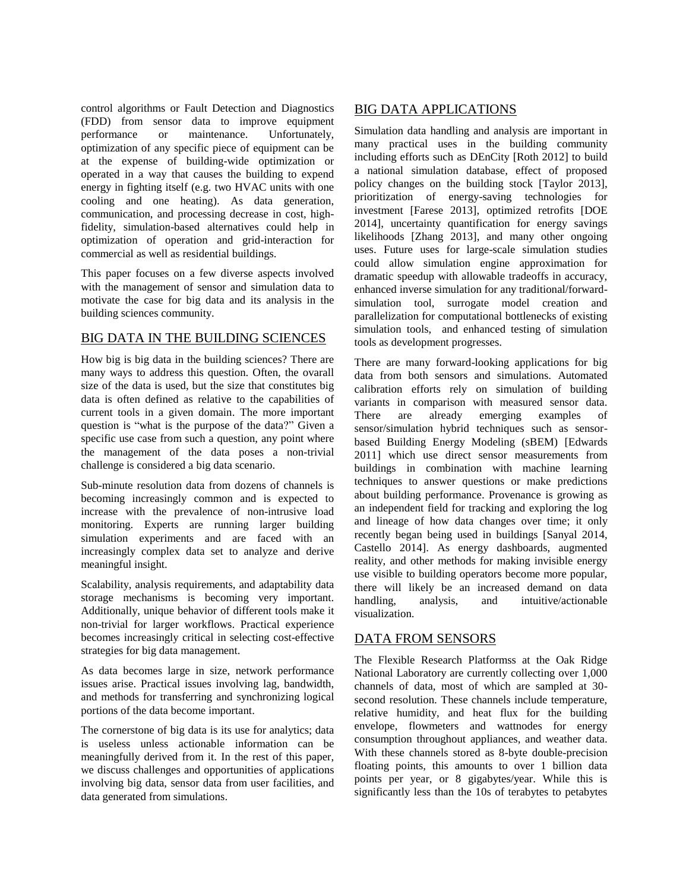control algorithms or Fault Detection and Diagnostics (FDD) from sensor data to improve equipment performance or maintenance. Unfortunately, optimization of any specific piece of equipment can be at the expense of building-wide optimization or operated in a way that causes the building to expend energy in fighting itself (e.g. two HVAC units with one cooling and one heating). As data generation, communication, and processing decrease in cost, high-fidelity, simulation-based alternatives could help in optimization of operation and grid-interaction for commercial as well as residential buildings.

This paper focuses on a few diverse aspects involved with the management of sensor and simulation data to motivate the case for big data and its analysis in the building sciences community.

## BIG DATA IN THE BUILDING SCIENCES

How big is big data in the building sciences? There are many ways to address this question. Often, the ovarall size of the data is used, but the size that constitutes big data is often defined as relative to the capabilities of current tools in a given domain. The more important question is "what is the purpose of the data?" Given a specific use case from such a question, any point where the management of the data poses a non-trivial challenge is considered a big data scenario.

Sub-minute resolution data from dozens of channels is becoming increasingly common and is expected to increase with the prevalence of non-intrusive load monitoring. Experts are running larger building simulation experiments and are faced with an increasingly complex data set to analyze and derive meaningful insight.

Scalability, analysis requirements, and adaptability data storage mechanisms is becoming very important. Additionally, unique behavior of different tools make it non-trivial for larger workflows. Practical experience becomes increasingly critical in selecting cost-effective strategies for big data management.

As data becomes large in size, network performance issues arise. Practical issues involving lag, bandwidth, and methods for transferring and synchronizing logical portions of the data become important.

The cornerstone of big data is its use for analytics; data is useless unless actionable information can be meaningfully derived from it. In the rest of this paper, we discuss challenges and opportunities of applications involving big data, sensor data from user facilities, and data generated from simulations.

## BIG DATA APPLICATIONS

Simulation data handling and analysis are important in many practical uses in the building community including efforts such as DEnCity [Roth 2012] to build a national simulation database, effect of proposed policy changes on the building stock [Taylor 2013], prioritization of energy-saving technologies for investment [Farese 2013], optimized retrofits [DOE 2014], uncertainty quantification for energy savings likelihoods [Zhang 2013], and many other ongoing uses. Future uses for large-scale simulation studies could allow simulation engine approximation for dramatic speedup with allowable tradeoffs in accuracy, enhanced inverse simulation for any traditional/forward-simulation tool, surrogate model creation and parallelization for computational bottlenecks of existing simulation tools, and enhanced testing of simulation tools as development progresses.

There are many forward-looking applications for big data from both sensors and simulations. Automated calibration efforts rely on simulation of building variants in comparison with measured sensor data. There are already emerging examples of sensor/simulation hybrid techniques such as sensor-based Building Energy Modeling (sBEM) [Edwards 2011] which use direct sensor measurements from buildings in combination with machine learning techniques to answer questions or make predictions about building performance. Provenance is growing as an independent field for tracking and exploring the log and lineage of how data changes over time; it only recently began being used in buildings [Sanyal 2014, Castello 2014]. As energy dashboards, augmented reality, and other methods for making invisible energy use visible to building operators become more popular, there will likely be an increased demand on data handling, analysis, and intuitive/actionable visualization.

## DATA FROM SENSORS

The Flexible Research Platformss at the Oak Ridge National Laboratory are currently collecting over 1,000 channels of data, most of which are sampled at 30-second resolution. These channels include temperature, relative humidity, and heat flux for the building envelope, flowmeters and wattnodes for energy consumption throughout appliances, and weather data. With these channels stored as 8-byte double-precision floating points, this amounts to over 1 billion data points per year, or 8 gigabytes/year. While this is significantly less than the 10s of terabytes to petabytes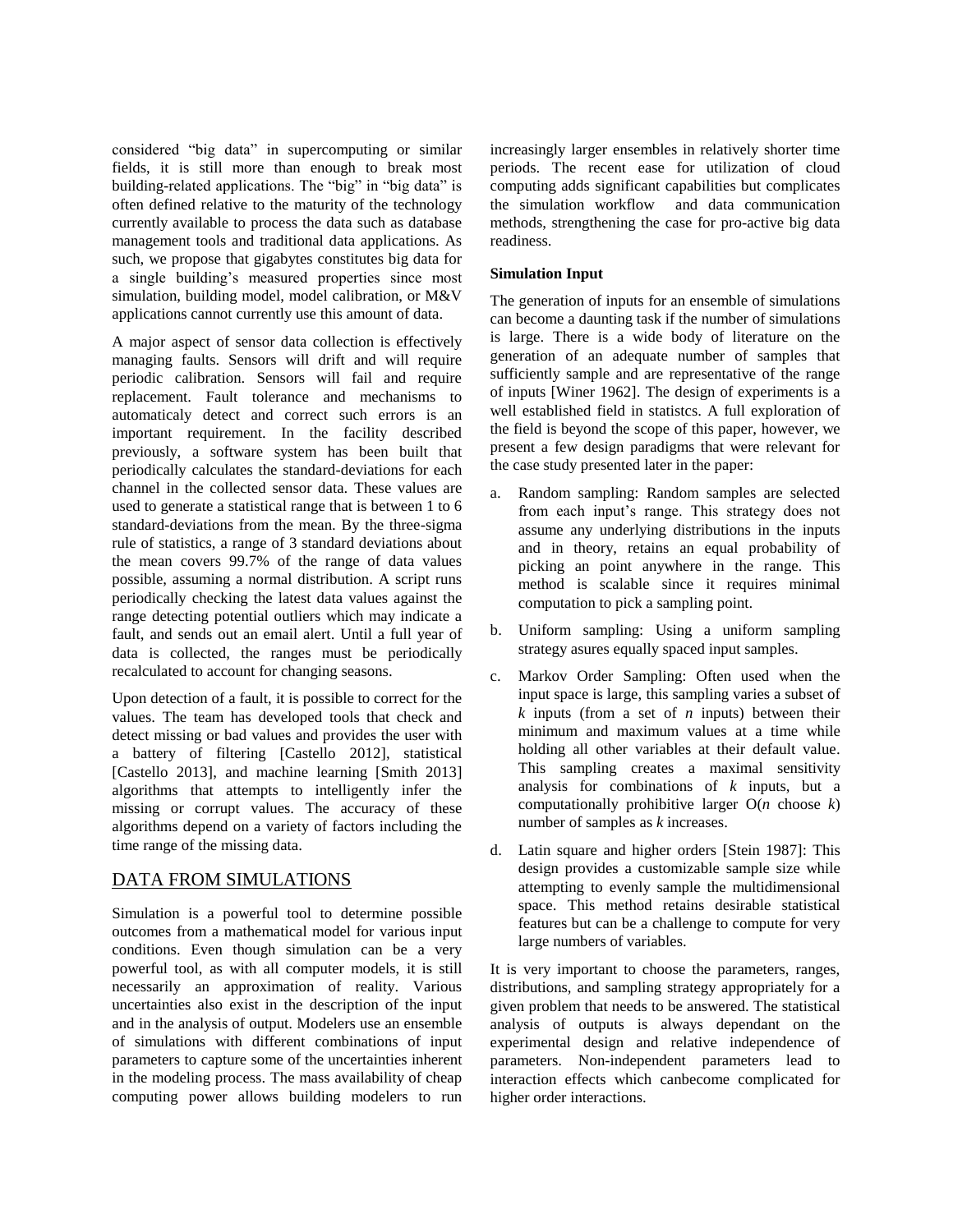considered "big data" in supercomputing or similar fields, it is still more than enough to break most building-related applications. The "big" in "big data" is often defined relative to the maturity of the technology currently available to process the data such as database management tools and traditional data applications. As such, we propose that gigabytes constitutes big data for a single building's measured properties since most simulation, building model, model calibration, or M&V applications cannot currently use this amount of data.

A major aspect of sensor data collection is effectively managing faults. Sensors will drift and will require periodic calibration. Sensors will fail and require replacement. Fault tolerance and mechanisms to automaticaly detect and correct such errors is an important requirement. In the facility described previously, a software system has been built that periodically calculates the standard-deviations for each channel in the collected sensor data. These values are used to generate a statistical range that is between 1 to 6 standard-deviations from the mean. By the three-sigma rule of statistics, a range of 3 standard deviations about the mean covers 99.7% of the range of data values possible, assuming a normal distribution. A script runs periodically checking the latest data values against the range detecting potential outliers which may indicate a fault, and sends out an email alert. Until a full year of data is collected, the ranges must be periodically recalculated to account for changing seasons.

Upon detection of a fault, it is possible to correct for the values. The team has developed tools that check and detect missing or bad values and provides the user with a battery of filtering [Castello 2012], statistical [Castello 2013], and machine learning [Smith 2013] algorithms that attempts to intelligently infer the missing or corrupt values. The accuracy of these algorithms depend on a variety of factors including the time range of the missing data.

## DATA FROM SIMULATIONS

Simulation is a powerful tool to determine possible outcomes from a mathematical model for various input conditions. Even though simulation can be a very powerful tool, as with all computer models, it is still necessarily an approximation of reality. Various uncertainties also exist in the description of the input and in the analysis of output. Modelers use an ensemble of simulations with different combinations of input parameters to capture some of the uncertainties inherent in the modeling process. The mass availability of cheap computing power allows building modelers to run increasingly larger ensembles in relatively shorter time periods. The recent ease for utilization of cloud computing adds significant capabilities but complicates the simulation workflow and data communication methods, strengthening the case for pro-active big data readiness.

### Simulation Input

The generation of inputs for an ensemble of simulations can become a daunting task if the number of simulations is large. There is a wide body of literature on the generation of an adequate number of samples that sufficiently sample and are representative of the range of inputs [Winer 1962]. The design of experiments is a well established field in statistcs. A full exploration of the field is beyond the scope of this paper, however, we present a few design paradigms that were relevant for the case study presented later in the paper:

a. Random sampling: Random samples are selected from each input's range. This strategy does not assume any underlying distributions in the inputs and in theory, retains an equal probability of picking an point anywhere in the range. This method is scalable since it requires minimal computation to pick a sampling point.

b. Uniform sampling: Using a uniform sampling strategy asures equally spaced input samples.

c. Markov Order Sampling: Often used when the input space is large, this sampling varies a subset of $k$ inputs (from a set of $n$ inputs) between their minimum and maximum values at a time while holding all other variables at their default value. This sampling creates a maximal sensitivity analysis for combinations of $k$ inputs, but a computationally prohibitive larger O($n$ choose $k$) number of samples as $k$ increases.

d. Latin square and higher orders [Stein 1987]: This design provides a customizable sample size while attempting to evenly sample the multidimensional space. This method retains desirable statistical features but can be a challenge to compute for very large numbers of variables.

It is very important to choose the parameters, ranges, distributions, and sampling strategy appropriately for a given problem that needs to be answered. The statistical analysis of outputs is always dependant on the experimental design and relative independence of parameters. Non-independent parameters lead to interaction effects which canbecome complicated for higher order interactions.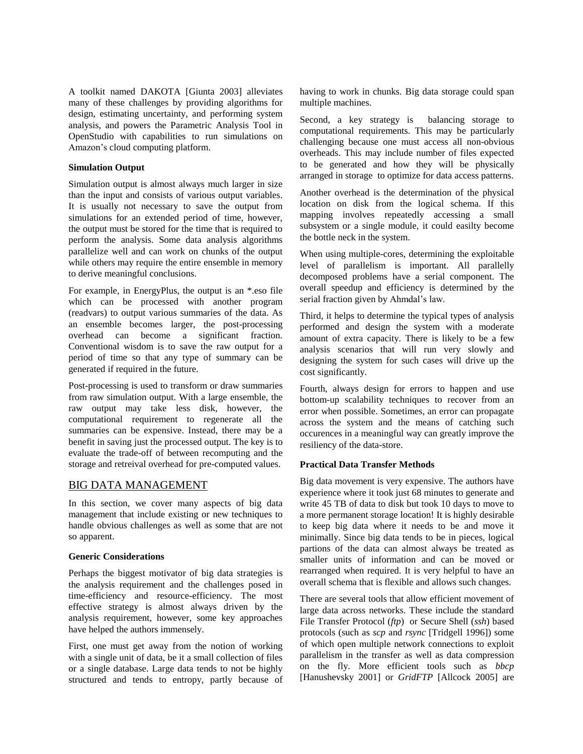A toolkit named DAKOTA [Giunta 2003] alleviates many of these challenges by providing algorithms for design, estimating uncertainty, and performing system analysis, and powers the Parametric Analysis Tool in OpenStudio with capabilities to run simulations on Amazon's cloud computing platform.

**Simulation Output**

Simulation output is almost always much larger in size than the input and consists of various output variables. It is usually not necessary to save the output from simulations for an extended period of time, however, the output must be stored for the time that is required to perform the analysis. Some data analysis algorithms parallelize well and can work on chunks of the output while others may require the entire ensemble in memory to derive meaningful conclusions.

For example, in EnergyPlus, the output is an *.eso file which can be processed with another program (readvars) to output various summaries of the data. As an ensemble becomes larger, the post-processing overhead can become a significant fraction. Conventional wisdom is to save the raw output for a period of time so that any type of summary can be generated if required in the future.

Post-processing is used to transform or draw summaries from raw simulation output. With a large ensemble, the raw output may take less disk, however, the computational requirement to regenerate all the summaries can be expensive. Instead, there may be a benefit in saving just the processed output. The key is to evaluate the trade-off of between recomputing and the storage and retreival overhead for pre-computed values.

## BIG DATA MANAGEMENT

In this section, we cover many aspects of big data management that include existing or new techniques to handle obvious challenges as well as some that are not so apparent.

**Generic Considerations**

Perhaps the biggest motivator of big data strategies is the analysis requirement and the challenges posed in time-efficiency and resource-efficiency. The most effective strategy is almost always driven by the analysis requirement, however, some key approaches have helped the authors immensely.

First, one must get away from the notion of working with a single unit of data, be it a small collection of files or a single database. Large data tends to not be highly structured and tends to entropy, partly because of having to work in chunks. Big data storage could span multiple machines.

Second, a key strategy is balancing storage to computational requirements. This may be particularly challenging because one must access all non-obvious overheads. This may include number of files expected to be generated and how they will be physically arranged in storage to optimize for data access patterns.

Another overhead is the determination of the physical location on disk from the logical schema. If this mapping involves repeatedly accessing a small subsystem or a single module, it could easilty become the bottle neck in the system.

When using multiple-cores, determining the exploitable level of parallelism is important. All parallelly decomposed problems have a serial component. The overall speedup and efficiency is determined by the serial fraction given by Ahmdal's law.

Third, it helps to determine the typical types of analysis performed and design the system with a moderate amount of extra capacity. There is likely to be a few analysis scenarios that will run very slowly and designing the system for such cases will drive up the cost significantly.

Fourth, always design for errors to happen and use bottom-up scalability techniques to recover from an error when possible. Sometimes, an error can propagate across the system and the means of catching such occurences in a meaningful way can greatly improve the resiliency of the data-store.

**Practical Data Transfer Methods**

Big data movement is very expensive. The authors have experience where it took just 68 minutes to generate and write 45 TB of data to disk but took 10 days to move to a more permanent storage location! It is highly desirable to keep big data where it needs to be and move it minimally. Since big data tends to be in pieces, logical partions of the data can almost always be treated as smaller units of information and can be moved or rearranged when required. It is very helpful to have an overall schema that is flexible and allows such changes.

There are several tools that allow efficient movement of large data across networks. These include the standard File Transfer Protocol (*ftp*) or Secure Shell (*ssh*) based protocols (such as *scp* and *rsync* [Tridgell 1996]) some of which open multiple network connections to exploit parallelism in the transfer as well as data compression on the fly. More efficient tools such as *bbcp* [Hanushevsky 2001] or *GridFTP* [Allcock 2005] are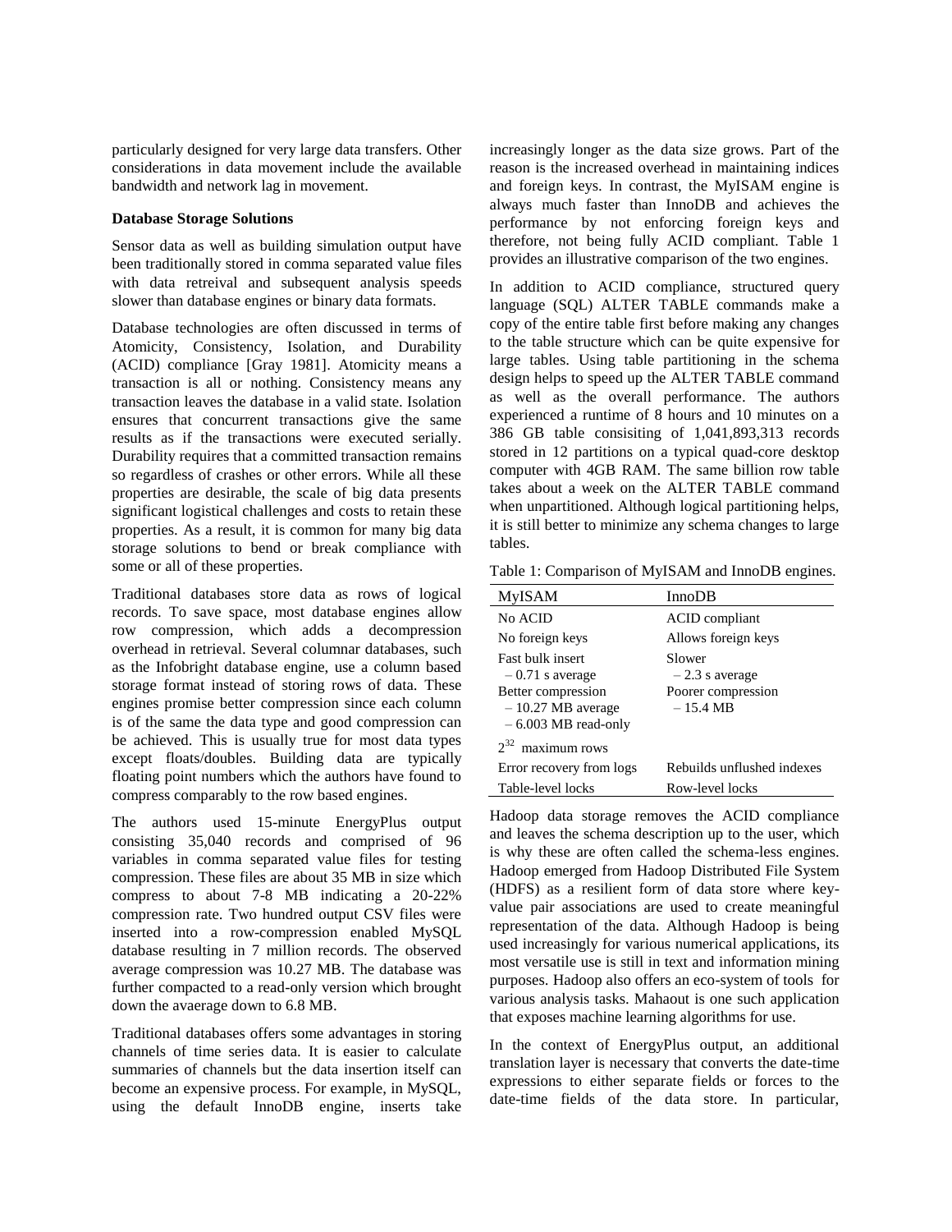particularly designed for very large data transfers. Other considerations in data movement include the available bandwidth and network lag in movement.

**Database Storage Solutions**

Sensor data as well as building simulation output have been traditionally stored in comma separated value files with data retreival and subsequent analysis speeds slower than database engines or binary data formats.

Database technologies are often discussed in terms of Atomicity, Consistency, Isolation, and Durability (ACID) compliance [Gray 1981]. Atomicity means a transaction is all or nothing. Consistency means any transaction leaves the database in a valid state. Isolation ensures that concurrent transactions give the same results as if the transactions were executed serially. Durability requires that a committed transaction remains so regardless of crashes or other errors. While all these properties are desirable, the scale of big data presents significant logistical challenges and costs to retain these properties. As a result, it is common for many big data storage solutions to bend or break compliance with some or all of these properties.

Traditional databases store data as rows of logical records. To save space, most database engines allow row compression, which adds a decompression overhead in retrieval. Several columnar databases, such as the Infobright database engine, use a column based storage format instead of storing rows of data. These engines promise better compression since each column is of the same the data type and good compression can be achieved. This is usually true for most data types except floats/doubles. Building data are typically floating point numbers which the authors have found to compress comparably to the row based engines.

The authors used 15-minute EnergyPlus output consisting 35,040 records and comprised of 96 variables in comma separated value files for testing compression. These files are about 35 MB in size which compress to about 7-8 MB indicating a 20-22% compression rate. Two hundred output CSV files were inserted into a row-compression enabled MySQL database resulting in 7 million records. The observed average compression was 10.27 MB. The database was further compacted to a read-only version which brought down the avaerage down to 6.8 MB.

Traditional databases offers some advantages in storing channels of time series data. It is easier to calculate summaries of channels but the data insertion itself can become an expensive process. For example, in MySQL, using the default InnoDB engine, inserts take increasingly longer as the data size grows. Part of the reason is the increased overhead in maintaining indices and foreign keys. In contrast, the MyISAM engine is always much faster than InnoDB and achieves the performance by not enforcing foreign keys and therefore, not being fully ACID compliant. Table 1 provides an illustrative comparison of the two engines.

In addition to ACID compliance, structured query language (SQL) ALTER TABLE commands make a copy of the entire table first before making any changes to the table structure which can be quite expensive for large tables. Using table partitioning in the schema design helps to speed up the ALTER TABLE command as well as the overall performance. The authors experienced a runtime of 8 hours and 10 minutes on a 386 GB table consisiting of 1,041,893,313 records stored in 12 partitions on a typical quad-core desktop computer with 4GB RAM. The same billion row table takes about a week on the ALTER TABLE command when unpartitioned. Although logical partitioning helps, it is still better to minimize any schema changes to large tables.

Table 1: Comparison of MyISAM and InnoDB engines.

| MyISAM | InnoDB |
|---|---|
| No ACID | ACID compliant |
| No foreign keys | Allows foreign keys |
| Fast bulk insert – 0.71 s average | Slower – 2.3 s average |
| Better compression – 10.27 MB average – 6.003 MB read-only | Poorer compression – 15.4 MB |
| $2^{32}$ maximum rows | |
| Error recovery from logs | Rebuilds unflushed indexes |
| Table-level locks | Row-level locks |

Hadoop data storage removes the ACID compliance and leaves the schema description up to the user, which is why these are often called the schema-less engines. Hadoop emerged from Hadoop Distributed File System (HDFS) as a resilient form of data store where key-value pair associations are used to create meaningful representation of the data. Although Hadoop is being used increasingly for various numerical applications, its most versatile use is still in text and information mining purposes. Hadoop also offers an eco-system of tools for various analysis tasks. Mahaout is one such application that exposes machine learning algorithms for use.

In the context of EnergyPlus output, an additional translation layer is necessary that converts the date-time expressions to either separate fields or forces to the date-time fields of the data store. In particular,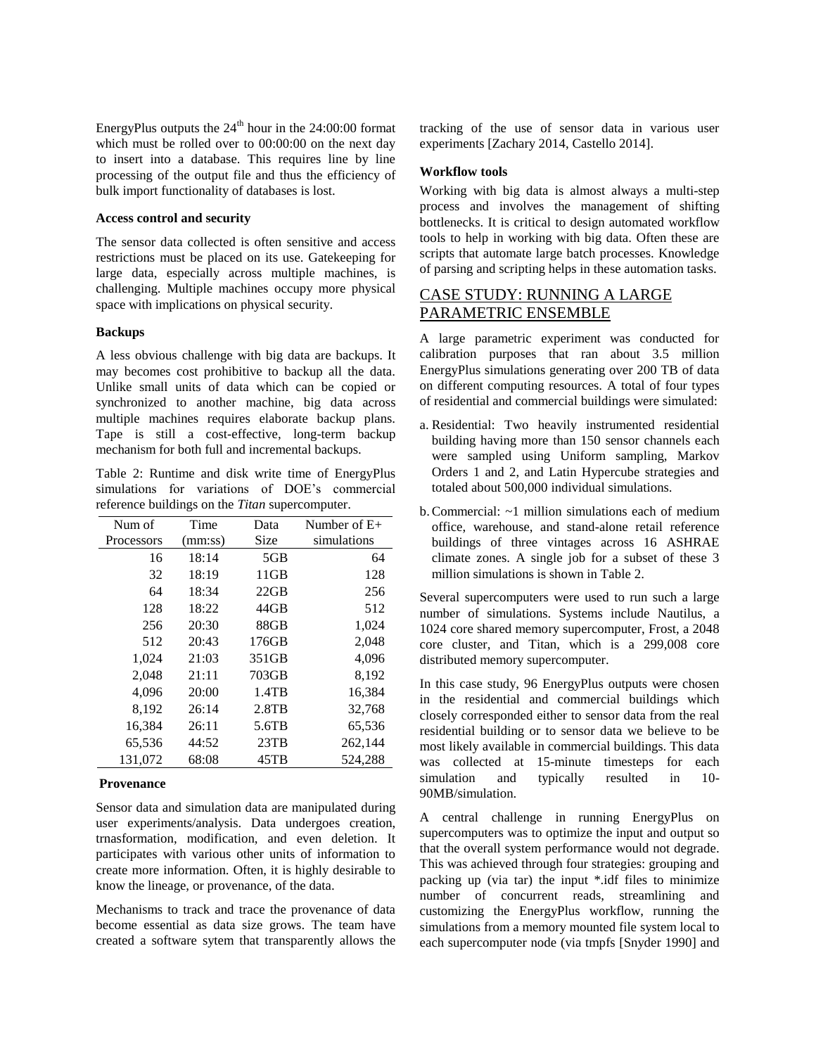EnergyPlus outputs the 24$^{th}$ hour in the 24:00:00 format which must be rolled over to 00:00:00 on the next day to insert into a database. This requires line by line processing of the output file and thus the efficiency of bulk import functionality of databases is lost.

**Access control and security**

The sensor data collected is often sensitive and access restrictions must be placed on its use. Gatekeeping for large data, especially across multiple machines, is challenging. Multiple machines occupy more physical space with implications on physical security.

**Backups**

A less obvious challenge with big data are backups. It may becomes cost prohibitive to backup all the data. Unlike small units of data which can be copied or synchronized to another machine, big data across multiple machines requires elaborate backup plans. Tape is still a cost-effective, long-term backup mechanism for both full and incremental backups.

Table 2: Runtime and disk write time of EnergyPlus simulations for variations of DOE's commercial reference buildings on the *Titan* supercomputer.

| Num of Processors | Time (mm:ss) | Data Size | Number of E+ simulations |
|---|---|---|---|
| 16 | 18:14 | 5GB | 64 |
| 32 | 18:19 | 11GB | 128 |
| 64 | 18:34 | 22GB | 256 |
| 128 | 18:22 | 44GB | 512 |
| 256 | 20:30 | 88GB | 1,024 |
| 512 | 20:43 | 176GB | 2,048 |
| 1,024 | 21:03 | 351GB | 4,096 |
| 2,048 | 21:11 | 703GB | 8,192 |
| 4,096 | 20:00 | 1.4TB | 16,384 |
| 8,192 | 26:14 | 2.8TB | 32,768 |
| 16,384 | 26:11 | 5.6TB | 65,536 |
| 65,536 | 44:52 | 23TB | 262,144 |
| 131,072 | 68:08 | 45TB | 524,288 |

**Provenance**

Sensor data and simulation data are manipulated during user experiments/analysis. Data undergoes creation, trnasformation, modification, and even deletion. It participates with various other units of information to create more information. Often, it is highly desirable to know the lineage, or provenance, of the data.

Mechanisms to track and trace the provenance of data become essential as data size grows. The team have created a software sytem that transparently allows the tracking of the use of sensor data in various user experiments [Zachary 2014, Castello 2014].

**Workflow tools**

Working with big data is almost always a multi-step process and involves the management of shifting bottlenecks. It is critical to design automated workflow tools to help in working with big data. Often these are scripts that automate large batch processes. Knowledge of parsing and scripting helps in these automation tasks.

## CASE STUDY: RUNNING A LARGE PARAMETRIC ENSEMBLE

A large parametric experiment was conducted for calibration purposes that ran about 3.5 million EnergyPlus simulations generating over 200 TB of data on different computing resources. A total of four types of residential and commercial buildings were simulated:

a. Residential: Two heavily instrumented residential building having more than 150 sensor channels each were sampled using Uniform sampling, Markov Orders 1 and 2, and Latin Hypercube strategies and totaled about 500,000 individual simulations.

b. Commercial: ~1 million simulations each of medium office, warehouse, and stand-alone retail reference buildings of three vintages across 16 ASHRAE climate zones. A single job for a subset of these 3 million simulations is shown in Table 2.

Several supercomputers were used to run such a large number of simulations. Systems include Nautilus, a 1024 core shared memory supercomputer, Frost, a 2048 core cluster, and Titan, which is a 299,008 core distributed memory supercomputer.

In this case study, 96 EnergyPlus outputs were chosen in the residential and commercial buildings which closely corresponded either to sensor data from the real residential building or to sensor data we believe to be most likely available in commercial buildings. This data was collected at 15-minute timesteps for each simulation and typically resulted in 10-90MB/simulation.

A central challenge in running EnergyPlus on supercomputers was to optimize the input and output so that the overall system performance would not degrade. This was achieved through four strategies: grouping and packing up (via tar) the input *.idf files to minimize number of concurrent reads, streamlining and customizing the EnergyPlus workflow, running the simulations from a memory mounted file system local to each supercomputer node (via tmpfs [Snyder 1990] and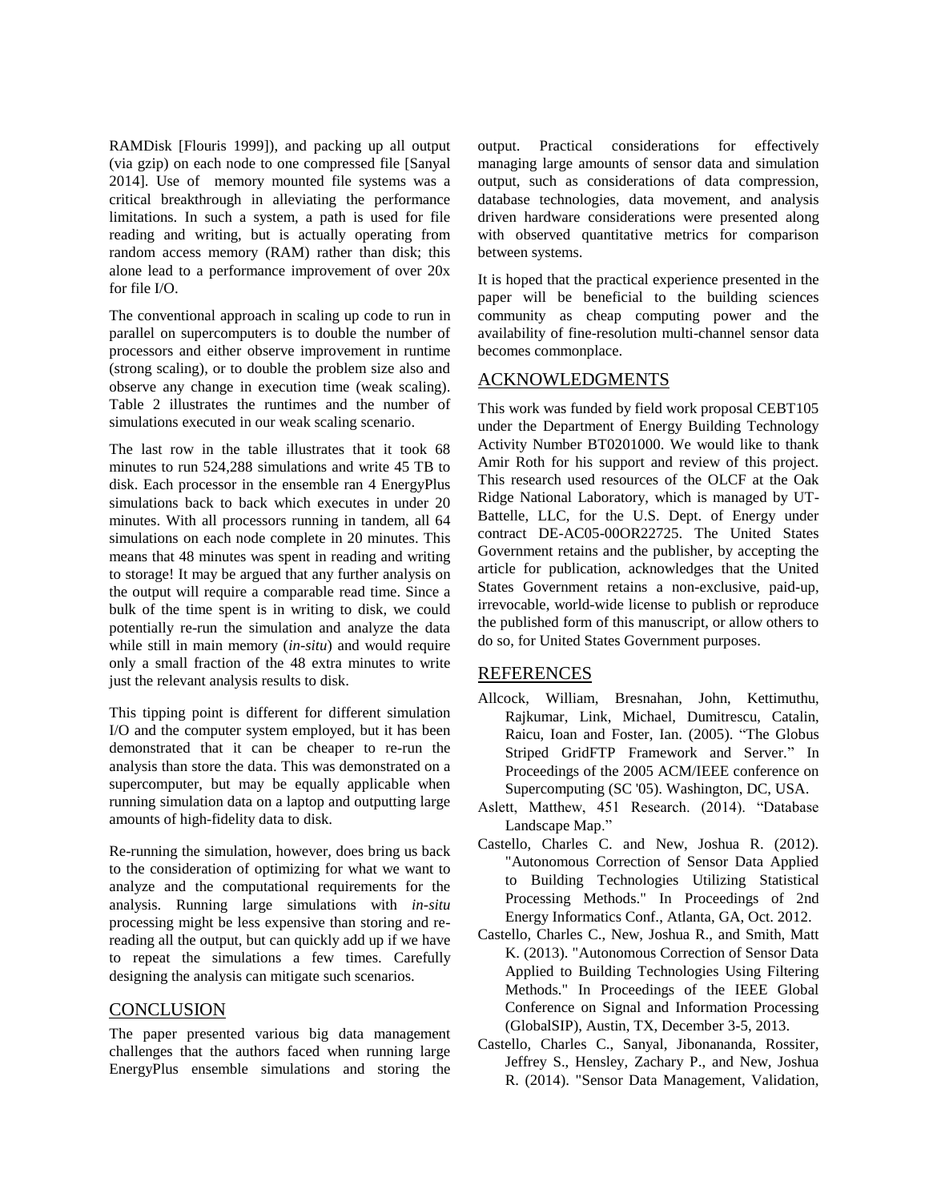RAMDisk [Flouris 1999]), and packing up all output (via gzip) on each node to one compressed file [Sanyal 2014]. Use of memory mounted file systems was a critical breakthrough in alleviating the performance limitations. In such a system, a path is used for file reading and writing, but is actually operating from random access memory (RAM) rather than disk; this alone lead to a performance improvement of over 20x for file I/O.

The conventional approach in scaling up code to run in parallel on supercomputers is to double the number of processors and either observe improvement in runtime (strong scaling), or to double the problem size also and observe any change in execution time (weak scaling). Table 2 illustrates the runtimes and the number of simulations executed in our weak scaling scenario.

The last row in the table illustrates that it took 68 minutes to run 524,288 simulations and write 45 TB to disk. Each processor in the ensemble ran 4 EnergyPlus simulations back to back which executes in under 20 minutes. With all processors running in tandem, all 64 simulations on each node complete in 20 minutes. This means that 48 minutes was spent in reading and writing to storage! It may be argued that any further analysis on the output will require a comparable read time. Since a bulk of the time spent is in writing to disk, we could potentially re-run the simulation and analyze the data while still in main memory (*in-situ*) and would require only a small fraction of the 48 extra minutes to write just the relevant analysis results to disk.

This tipping point is different for different simulation I/O and the computer system employed, but it has been demonstrated that it can be cheaper to re-run the analysis than store the data. This was demonstrated on a supercomputer, but may be equally applicable when running simulation data on a laptop and outputting large amounts of high-fidelity data to disk.

Re-running the simulation, however, does bring us back to the consideration of optimizing for what we want to analyze and the computational requirements for the analysis. Running large simulations with *in-situ* processing might be less expensive than storing and re-reading all the output, but can quickly add up if we have to repeat the simulations a few times. Carefully designing the analysis can mitigate such scenarios.

## CONCLUSION

The paper presented various big data management challenges that the authors faced when running large EnergyPlus ensemble simulations and storing the output. Practical considerations for effectively managing large amounts of sensor data and simulation output, such as considerations of data compression, database technologies, data movement, and analysis driven hardware considerations were presented along with observed quantitative metrics for comparison between systems.

It is hoped that the practical experience presented in the paper will be beneficial to the building sciences community as cheap computing power and the availability of fine-resolution multi-channel sensor data becomes commonplace.

## ACKNOWLEDGMENTS

This work was funded by field work proposal CEBT105 under the Department of Energy Building Technology Activity Number BT0201000. We would like to thank Amir Roth for his support and review of this project. This research used resources of the OLCF at the Oak Ridge National Laboratory, which is managed by UT-Battelle, LLC, for the U.S. Dept. of Energy under contract DE-AC05-00OR22725. The United States Government retains and the publisher, by accepting the article for publication, acknowledges that the United States Government retains a non-exclusive, paid-up, irrevocable, world-wide license to publish or reproduce the published form of this manuscript, or allow others to do so, for United States Government purposes.

## REFERENCES

Allcock, William, Bresnahan, John, Kettimuthu, Rajkumar, Link, Michael, Dumitrescu, Catalin, Raicu, Ioan and Foster, Ian. (2005). "The Globus Striped GridFTP Framework and Server." In Proceedings of the 2005 ACM/IEEE conference on Supercomputing (SC '05). Washington, DC, USA.

Aslett, Matthew, 451 Research. (2014). "Database Landscape Map."

Castello, Charles C. and New, Joshua R. (2012). "Autonomous Correction of Sensor Data Applied to Building Technologies Utilizing Statistical Processing Methods." In Proceedings of 2nd Energy Informatics Conf., Atlanta, GA, Oct. 2012.

Castello, Charles C., New, Joshua R., and Smith, Matt K. (2013). "Autonomous Correction of Sensor Data Applied to Building Technologies Using Filtering Methods." In Proceedings of the IEEE Global Conference on Signal and Information Processing (GlobalSIP), Austin, TX, December 3-5, 2013.

Castello, Charles C., Sanyal, Jibonananda, Rossiter, Jeffrey S., Hensley, Zachary P., and New, Joshua R. (2014). "Sensor Data Management, Validation,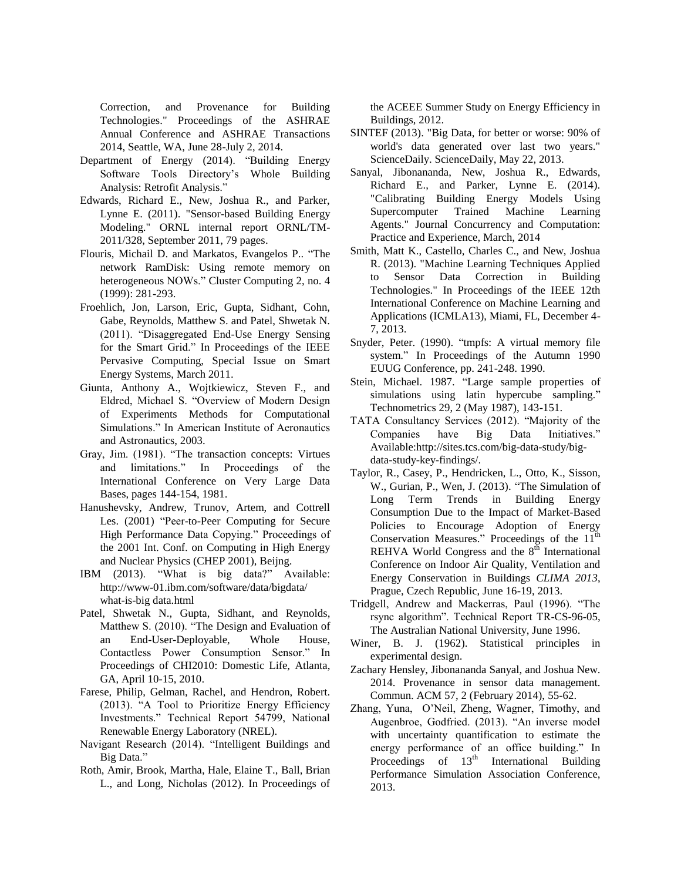Correction, and Provenance for Building Technologies." Proceedings of the ASHRAE Annual Conference and ASHRAE Transactions 2014, Seattle, WA, June 28-July 2, 2014.

Department of Energy (2014). "Building Energy Software Tools Directory's Whole Building Analysis: Retrofit Analysis."

Edwards, Richard E., New, Joshua R., and Parker, Lynne E. (2011). "Sensor-based Building Energy Modeling." ORNL internal report ORNL/TM-2011/328, September 2011, 79 pages.

Flouris, Michail D. and Markatos, Evangelos P.. "The network RamDisk: Using remote memory on heterogeneous NOWs." Cluster Computing 2, no. 4 (1999): 281-293.

Froehlich, Jon, Larson, Eric, Gupta, Sidhant, Cohn, Gabe, Reynolds, Matthew S. and Patel, Shwetak N. (2011). "Disaggregated End-Use Energy Sensing for the Smart Grid." In Proceedings of the IEEE Pervasive Computing, Special Issue on Smart Energy Systems, March 2011.

Giunta, Anthony A., Wojtkiewicz, Steven F., and Eldred, Michael S. "Overview of Modern Design of Experiments Methods for Computational Simulations." In American Institute of Aeronautics and Astronautics, 2003.

Gray, Jim. (1981). "The transaction concepts: Virtues and limitations." In Proceedings of the International Conference on Very Large Data Bases, pages 144-154, 1981.

Hanushevsky, Andrew, Trunov, Artem, and Cottrell Les. (2001) "Peer-to-Peer Computing for Secure High Performance Data Copying." Proceedings of the 2001 Int. Conf. on Computing in High Energy and Nuclear Physics (CHEP 2001), Beijng.

IBM (2013). "What is big data?" Available: http://www-01.ibm.com/software/data/bigdata/what-is-big data.html

Patel, Shwetak N., Gupta, Sidhant, and Reynolds, Matthew S. (2010). "The Design and Evaluation of an End-User-Deployable, Whole House, Contactless Power Consumption Sensor." In Proceedings of CHI2010: Domestic Life, Atlanta, GA, April 10-15, 2010.

Farese, Philip, Gelman, Rachel, and Hendron, Robert. (2013). "A Tool to Prioritize Energy Efficiency Investments." Technical Report 54799, National Renewable Energy Laboratory (NREL).

Navigant Research (2014). "Intelligent Buildings and Big Data."

Roth, Amir, Brook, Martha, Hale, Elaine T., Ball, Brian L., and Long, Nicholas (2012). In Proceedings of the ACEEE Summer Study on Energy Efficiency in Buildings, 2012.

SINTEF (2013). "Big Data, for better or worse: 90% of world's data generated over last two years." ScienceDaily. ScienceDaily, May 22, 2013.

Sanyal, Jibonananda, New, Joshua R., Edwards, Richard E., and Parker, Lynne E. (2014). "Calibrating Building Energy Models Using Supercomputer Trained Machine Learning Agents." Journal Concurrency and Computation: Practice and Experience, March, 2014

Smith, Matt K., Castello, Charles C., and New, Joshua R. (2013). "Machine Learning Techniques Applied to Sensor Data Correction in Building Technologies." In Proceedings of the IEEE 12th International Conference on Machine Learning and Applications (ICMLA13), Miami, FL, December 4-7, 2013.

Snyder, Peter. (1990). "tmpfs: A virtual memory file system." In Proceedings of the Autumn 1990 EUUG Conference, pp. 241-248. 1990.

Stein, Michael. 1987. "Large sample properties of simulations using latin hypercube sampling." Technometrics 29, 2 (May 1987), 143-151.

TATA Consultancy Services (2012). "Majority of the Companies have Big Data Initiatives." Available:http://sites.tcs.com/big-data-study/big-data-study-key-findings/.

Taylor, R., Casey, P., Hendricken, L., Otto, K., Sisson, W., Gurian, P., Wen, J. (2013). "The Simulation of Long Term Trends in Building Energy Consumption Due to the Impact of Market-Based Policies to Encourage Adoption of Energy Conservation Measures." Proceedings of the 11th REHVA World Congress and the 8th International Conference on Indoor Air Quality, Ventilation and Energy Conservation in Buildings *CLIMA 2013*, Prague, Czech Republic, June 16-19, 2013.

Tridgell, Andrew and Mackerras, Paul (1996). "The rsync algorithm". Technical Report TR-CS-96-05, The Australian National University, June 1996.

Winer, B. J. (1962). Statistical principles in experimental design.

Zachary Hensley, Jibonananda Sanyal, and Joshua New. 2014. Provenance in sensor data management. Commun. ACM 57, 2 (February 2014), 55-62.

Zhang, Yuna, O'Neil, Zheng, Wagner, Timothy, and Augenbroe, Godfried. (2013). "An inverse model with uncertainty quantification to estimate the energy performance of an office building." In Proceedings of 13th International Building Performance Simulation Association Conference, 2013.